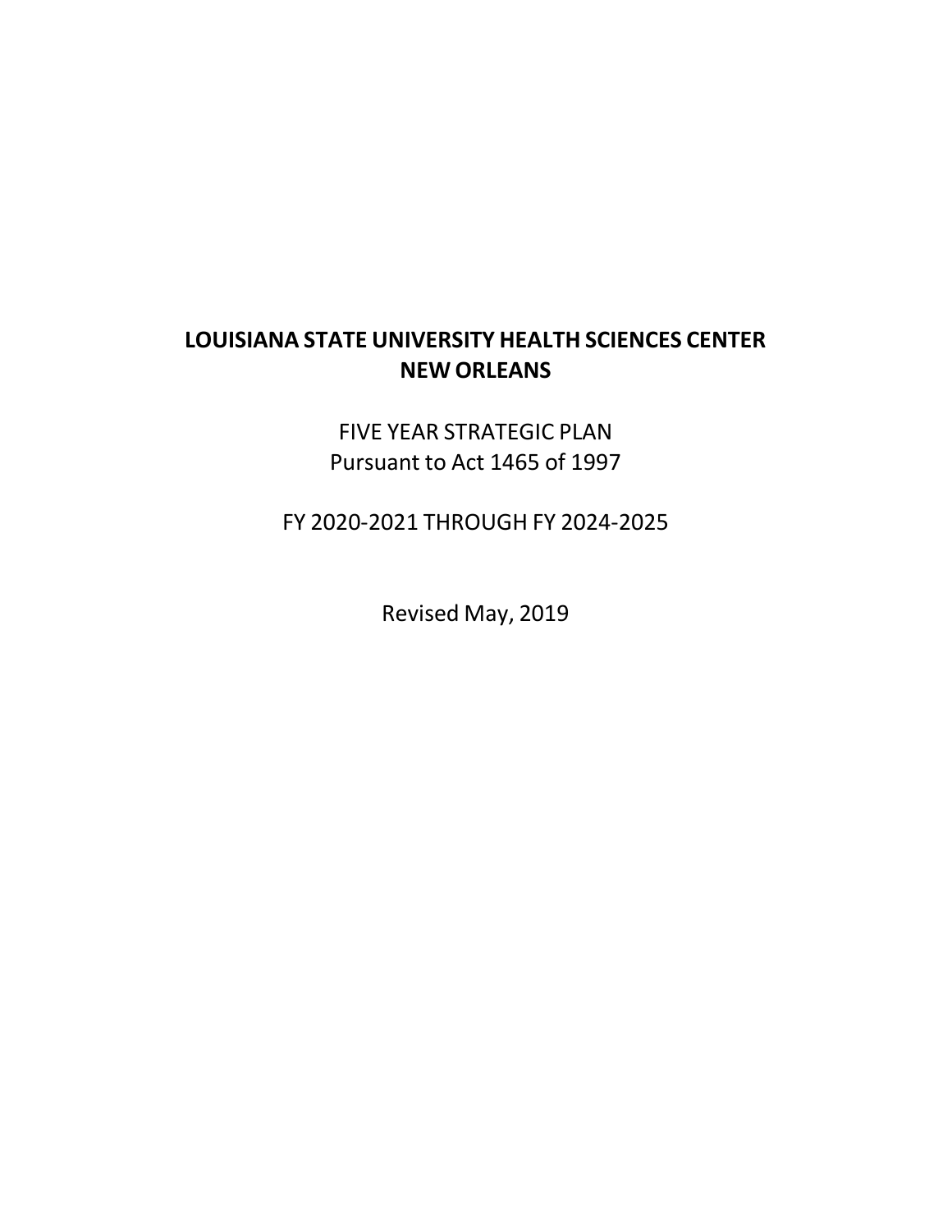# LOUISIANA STATE UNIVERSITY HEALTH SCIENCES CENTER NEW ORLEANS

FIVE YEAR STRATEGIC PLAN
Pursuant to Act 1465 of 1997

FY 2020-2021 THROUGH FY 2024-2025

Revised May, 2019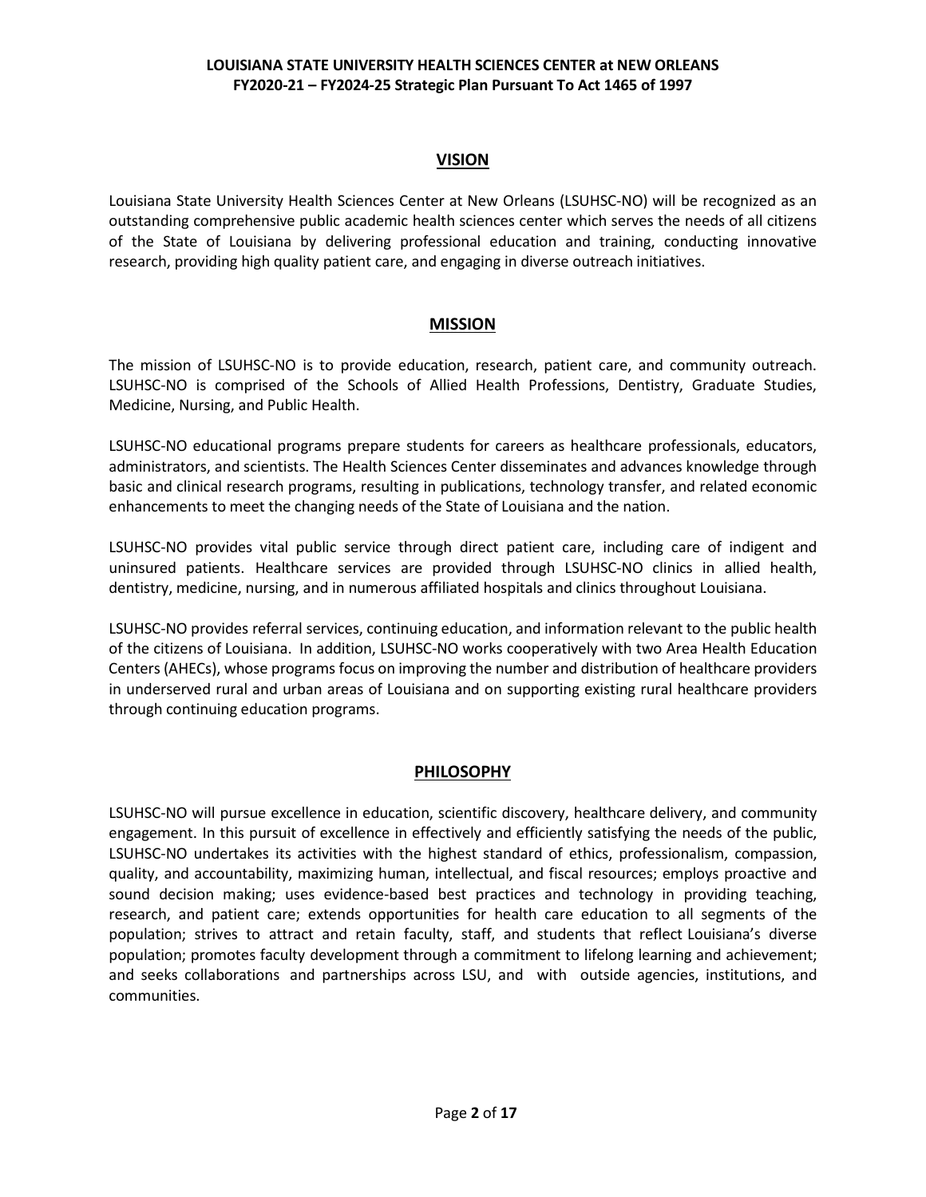## VISION

Louisiana State University Health Sciences Center at New Orleans (LSUHSC-NO) will be recognized as an outstanding comprehensive public academic health sciences center which serves the needs of all citizens of the State of Louisiana by delivering professional education and training, conducting innovative research, providing high quality patient care, and engaging in diverse outreach initiatives.

## MISSION

The mission of LSUHSC-NO is to provide education, research, patient care, and community outreach. LSUHSC-NO is comprised of the Schools of Allied Health Professions, Dentistry, Graduate Studies, Medicine, Nursing, and Public Health.

LSUHSC-NO educational programs prepare students for careers as healthcare professionals, educators, administrators, and scientists. The Health Sciences Center disseminates and advances knowledge through basic and clinical research programs, resulting in publications, technology transfer, and related economic enhancements to meet the changing needs of the State of Louisiana and the nation.

LSUHSC-NO provides vital public service through direct patient care, including care of indigent and uninsured patients. Healthcare services are provided through LSUHSC-NO clinics in allied health, dentistry, medicine, nursing, and in numerous affiliated hospitals and clinics throughout Louisiana.

LSUHSC-NO provides referral services, continuing education, and information relevant to the public health of the citizens of Louisiana. In addition, LSUHSC-NO works cooperatively with two Area Health Education Centers (AHECs), whose programs focus on improving the number and distribution of healthcare providers in underserved rural and urban areas of Louisiana and on supporting existing rural healthcare providers through continuing education programs.

## PHILOSOPHY

LSUHSC-NO will pursue excellence in education, scientific discovery, healthcare delivery, and community engagement. In this pursuit of excellence in effectively and efficiently satisfying the needs of the public, LSUHSC-NO undertakes its activities with the highest standard of ethics, professionalism, compassion, quality, and accountability, maximizing human, intellectual, and fiscal resources; employs proactive and sound decision making; uses evidence-based best practices and technology in providing teaching, research, and patient care; extends opportunities for health care education to all segments of the population; strives to attract and retain faculty, staff, and students that reflect Louisiana's diverse population; promotes faculty development through a commitment to lifelong learning and achievement; and seeks collaborations and partnerships across LSU, and with outside agencies, institutions, and communities.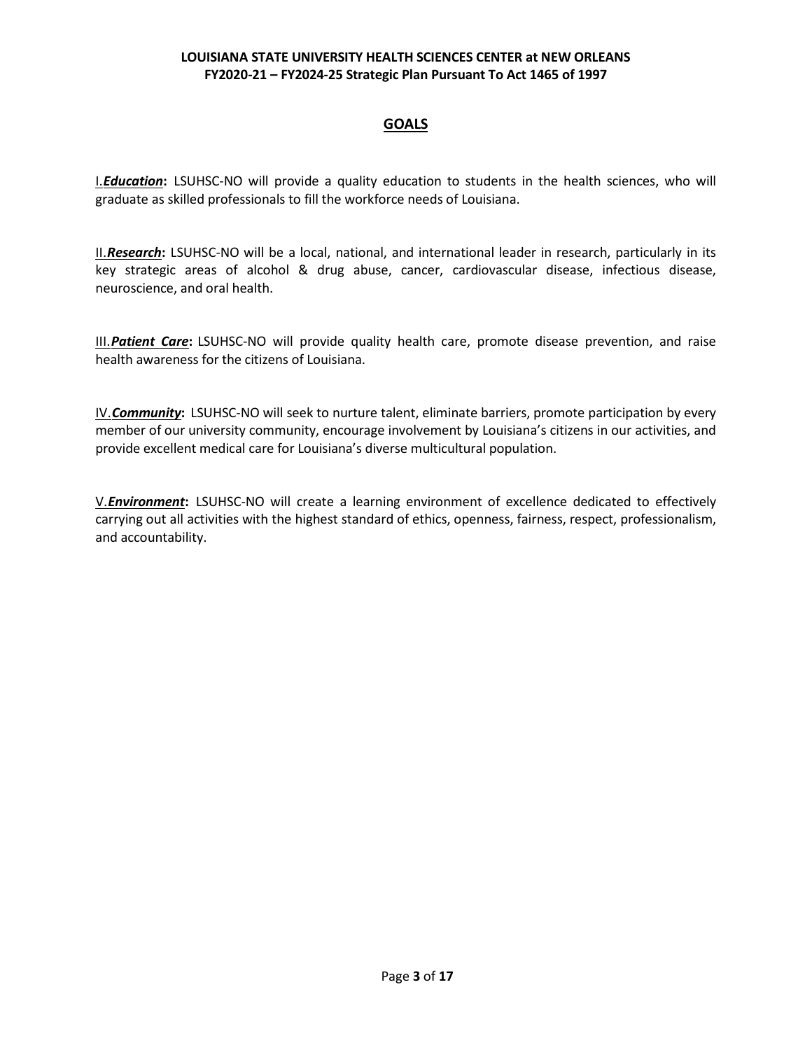## GOALS

I. ***Education*:** LSUHSC-NO will provide a quality education to students in the health sciences, who will graduate as skilled professionals to fill the workforce needs of Louisiana.

II. ***Research*:** LSUHSC-NO will be a local, national, and international leader in research, particularly in its key strategic areas of alcohol & drug abuse, cancer, cardiovascular disease, infectious disease, neuroscience, and oral health.

III. ***Patient Care*:** LSUHSC-NO will provide quality health care, promote disease prevention, and raise health awareness for the citizens of Louisiana.

IV. ***Community*:** LSUHSC-NO will seek to nurture talent, eliminate barriers, promote participation by every member of our university community, encourage involvement by Louisiana's citizens in our activities, and provide excellent medical care for Louisiana's diverse multicultural population.

V. ***Environment*:** LSUHSC-NO will create a learning environment of excellence dedicated to effectively carrying out all activities with the highest standard of ethics, openness, fairness, respect, professionalism, and accountability.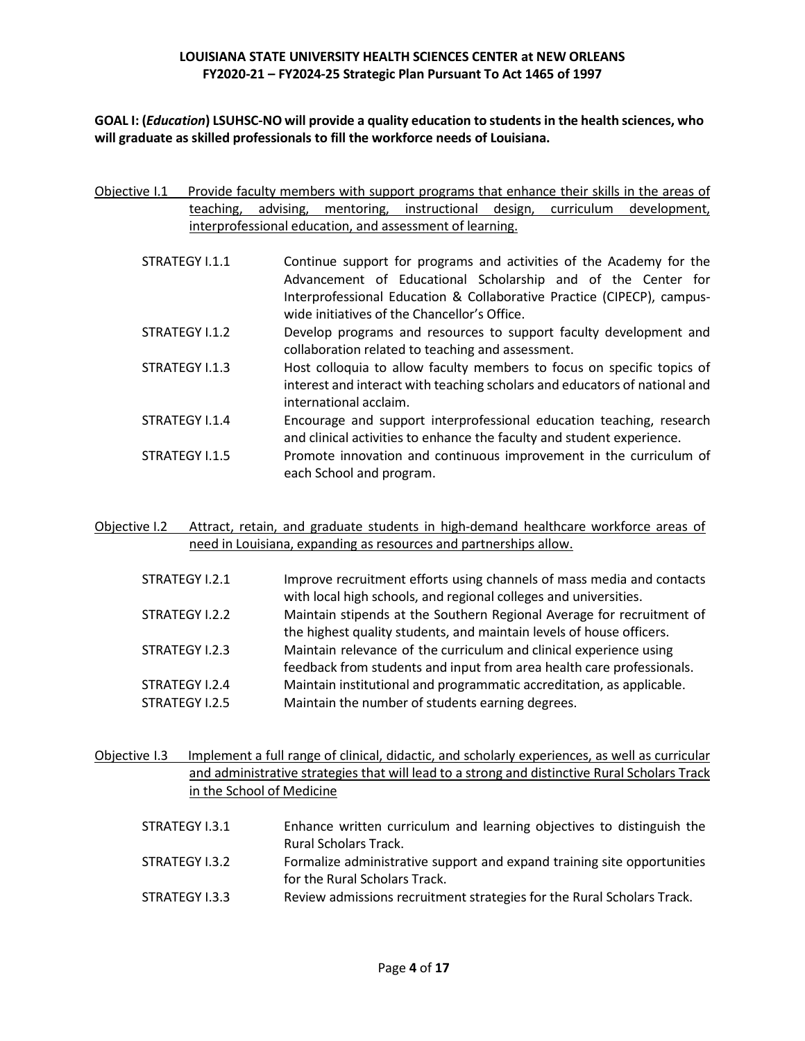**LOUISIANA STATE UNIVERSITY HEALTH SCIENCES CENTER at NEW ORLEANS**
**FY2020-21 – FY2024-25 Strategic Plan Pursuant To Act 1465 of 1997**

**GOAL I: (*Education*) LSUHSC-NO will provide a quality education to students in the health sciences, who will graduate as skilled professionals to fill the workforce needs of Louisiana.**

<u>Objective I.1 Provide faculty members with support programs that enhance their skills in the areas of teaching, advising, mentoring, instructional design, curriculum development, interprofessional education, and assessment of learning.</u>

| | |
|---|---|
| STRATEGY I.1.1 | Continue support for programs and activities of the Academy for the Advancement of Educational Scholarship and of the Center for Interprofessional Education & Collaborative Practice (CIPECP), campus-wide initiatives of the Chancellor's Office. |
| STRATEGY I.1.2 | Develop programs and resources to support faculty development and collaboration related to teaching and assessment. |
| STRATEGY I.1.3 | Host colloquia to allow faculty members to focus on specific topics of interest and interact with teaching scholars and educators of national and international acclaim. |
| STRATEGY I.1.4 | Encourage and support interprofessional education teaching, research and clinical activities to enhance the faculty and student experience. |
| STRATEGY I.1.5 | Promote innovation and continuous improvement in the curriculum of each School and program. |

<u>Objective I.2 Attract, retain, and graduate students in high-demand healthcare workforce areas of need in Louisiana, expanding as resources and partnerships allow.</u>

| | |
|---|---|
| STRATEGY I.2.1 | Improve recruitment efforts using channels of mass media and contacts with local high schools, and regional colleges and universities. |
| STRATEGY I.2.2 | Maintain stipends at the Southern Regional Average for recruitment of the highest quality students, and maintain levels of house officers. |
| STRATEGY I.2.3 | Maintain relevance of the curriculum and clinical experience using feedback from students and input from area health care professionals. |
| STRATEGY I.2.4 | Maintain institutional and programmatic accreditation, as applicable. |
| STRATEGY I.2.5 | Maintain the number of students earning degrees. |

<u>Objective I.3 Implement a full range of clinical, didactic, and scholarly experiences, as well as curricular and administrative strategies that will lead to a strong and distinctive Rural Scholars Track in the School of Medicine</u>

| | |
|---|---|
| STRATEGY I.3.1 | Enhance written curriculum and learning objectives to distinguish the Rural Scholars Track. |
| STRATEGY I.3.2 | Formalize administrative support and expand training site opportunities for the Rural Scholars Track. |
| STRATEGY I.3.3 | Review admissions recruitment strategies for the Rural Scholars Track. |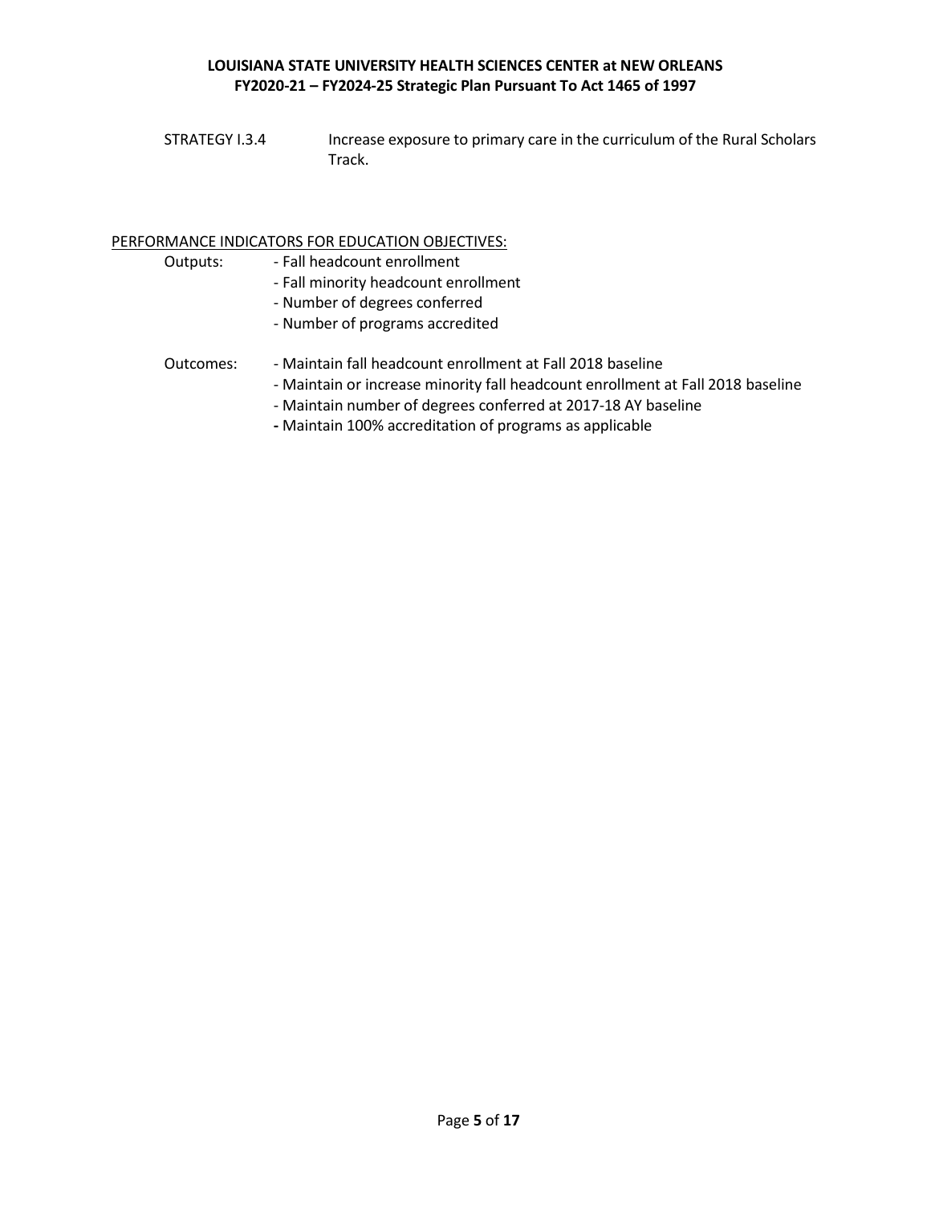STRATEGY I.3.4 Increase exposure to primary care in the curriculum of the Rural Scholars Track.

PERFORMANCE INDICATORS FOR EDUCATION OBJECTIVES:

Outputs:
- Fall headcount enrollment
- Fall minority headcount enrollment
- Number of degrees conferred
- Number of programs accredited

Outcomes:
- Maintain fall headcount enrollment at Fall 2018 baseline
- Maintain or increase minority fall headcount enrollment at Fall 2018 baseline
- Maintain number of degrees conferred at 2017-18 AY baseline
- Maintain 100% accreditation of programs as applicable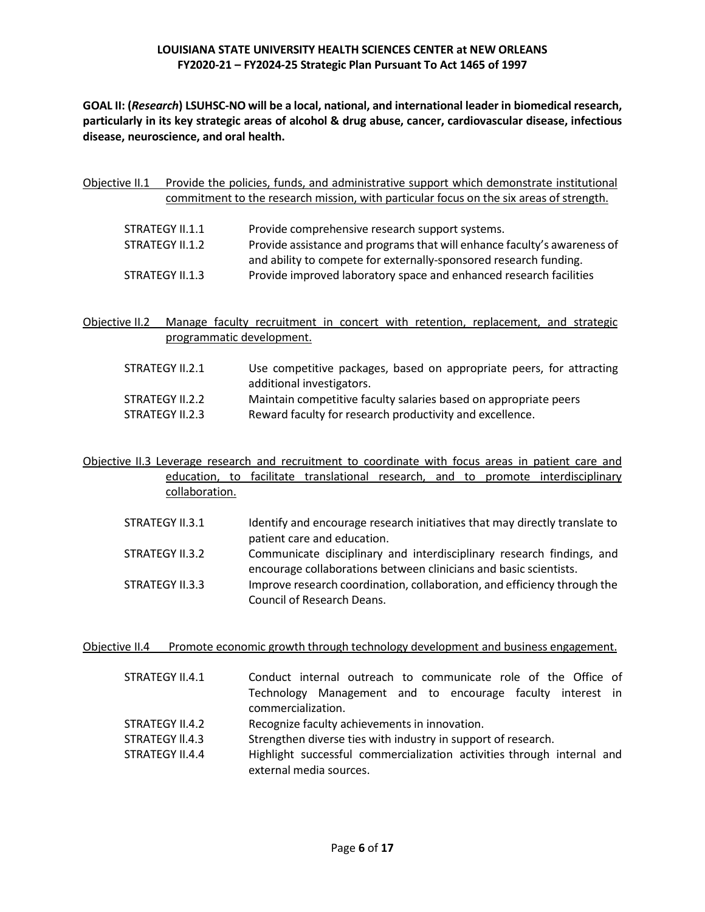**GOAL II: (*Research*) LSUHSC-NO will be a local, national, and international leader in biomedical research, particularly in its key strategic areas of alcohol & drug abuse, cancer, cardiovascular disease, infectious disease, neuroscience, and oral health.**

Objective II.1 Provide the policies, funds, and administrative support which demonstrate institutional commitment to the research mission, with particular focus on the six areas of strength.

| | |
|---|---|
| STRATEGY II.1.1 | Provide comprehensive research support systems. |
| STRATEGY II.1.2 | Provide assistance and programs that will enhance faculty's awareness of and ability to compete for externally-sponsored research funding. |
| STRATEGY II.1.3 | Provide improved laboratory space and enhanced research facilities |

Objective II.2 Manage faculty recruitment in concert with retention, replacement, and strategic programmatic development.

| | |
|---|---|
| STRATEGY II.2.1 | Use competitive packages, based on appropriate peers, for attracting additional investigators. |
| STRATEGY II.2.2 | Maintain competitive faculty salaries based on appropriate peers |
| STRATEGY II.2.3 | Reward faculty for research productivity and excellence. |

Objective II.3 Leverage research and recruitment to coordinate with focus areas in patient care and education, to facilitate translational research, and to promote interdisciplinary collaboration.

| | |
|---|---|
| STRATEGY II.3.1 | Identify and encourage research initiatives that may directly translate to patient care and education. |
| STRATEGY II.3.2 | Communicate disciplinary and interdisciplinary research findings, and encourage collaborations between clinicians and basic scientists. |
| STRATEGY II.3.3 | Improve research coordination, collaboration, and efficiency through the Council of Research Deans. |

Objective II.4 Promote economic growth through technology development and business engagement.

| | |
|---|---|
| STRATEGY II.4.1 | Conduct internal outreach to communicate role of the Office of Technology Management and to encourage faculty interest in commercialization. |
| STRATEGY II.4.2 | Recognize faculty achievements in innovation. |
| STRATEGY II.4.3 | Strengthen diverse ties with industry in support of research. |
| STRATEGY II.4.4 | Highlight successful commercialization activities through internal and external media sources. |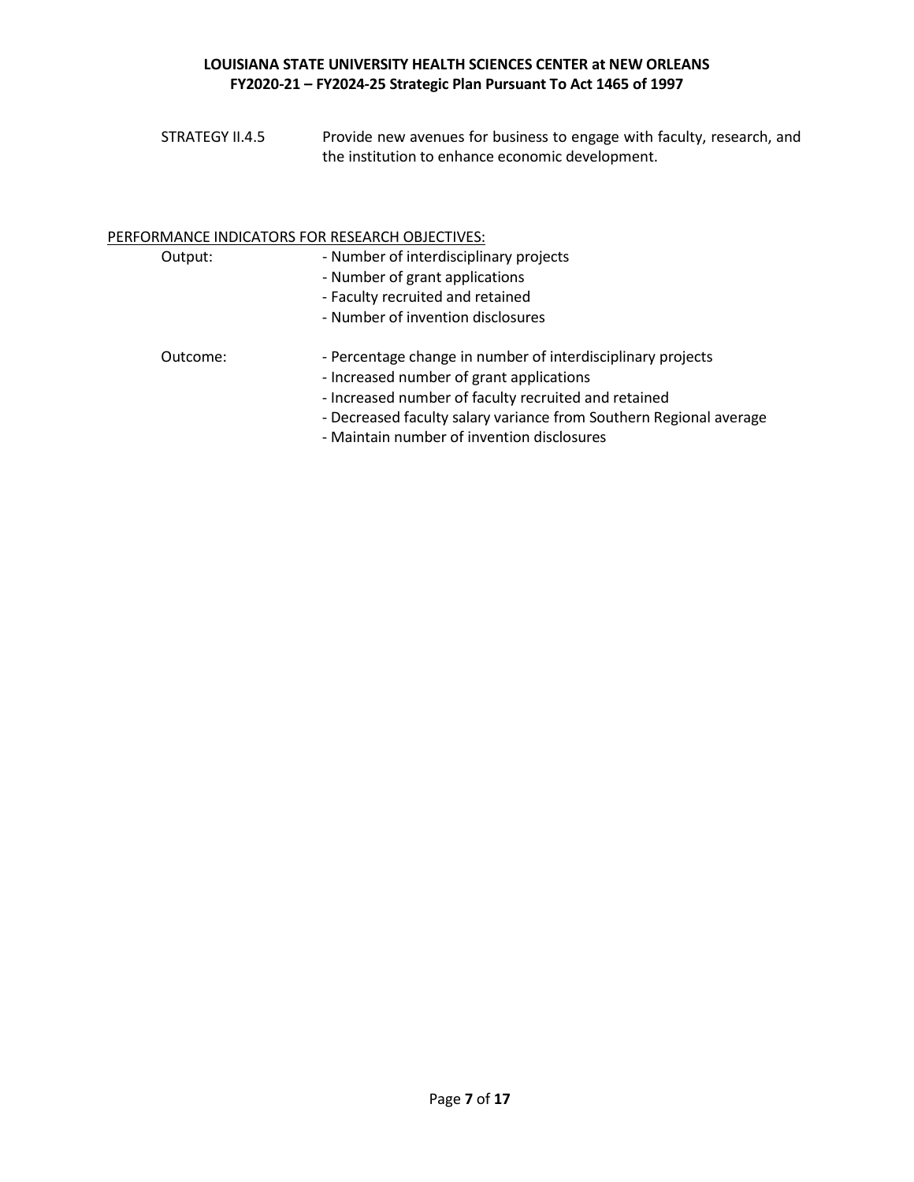STRATEGY II.4.5 Provide new avenues for business to engage with faculty, research, and the institution to enhance economic development.

PERFORMANCE INDICATORS FOR RESEARCH OBJECTIVES:

Output:
- Number of interdisciplinary projects
- Number of grant applications
- Faculty recruited and retained
- Number of invention disclosures

Outcome:
- Percentage change in number of interdisciplinary projects
- Increased number of grant applications
- Increased number of faculty recruited and retained
- Decreased faculty salary variance from Southern Regional average
- Maintain number of invention disclosures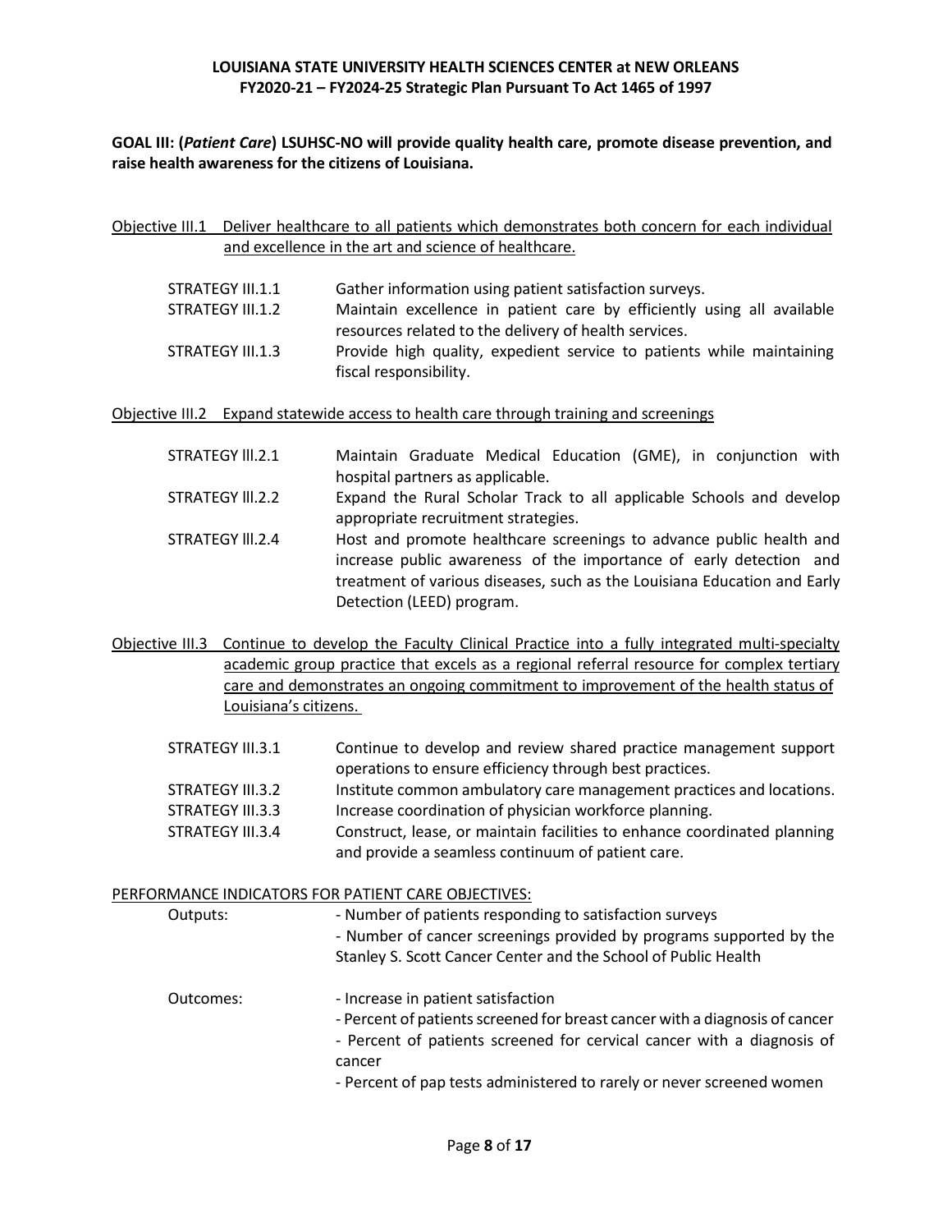**GOAL III: (*Patient Care*) LSUHSC-NO will provide quality health care, promote disease prevention, and raise health awareness for the citizens of Louisiana.**

Objective III.1 Deliver healthcare to all patients which demonstrates both concern for each individual and excellence in the art and science of healthcare.

| | |
|---|---|
| STRATEGY III.1.1 | Gather information using patient satisfaction surveys. |
| STRATEGY III.1.2 | Maintain excellence in patient care by efficiently using all available resources related to the delivery of health services. |
| STRATEGY III.1.3 | Provide high quality, expedient service to patients while maintaining fiscal responsibility. |

Objective III.2 Expand statewide access to health care through training and screenings

| | |
|---|---|
| STRATEGY lll.2.1 | Maintain Graduate Medical Education (GME), in conjunction with hospital partners as applicable. |
| STRATEGY lll.2.2 | Expand the Rural Scholar Track to all applicable Schools and develop appropriate recruitment strategies. |
| STRATEGY lll.2.4 | Host and promote healthcare screenings to advance public health and increase public awareness of the importance of early detection and treatment of various diseases, such as the Louisiana Education and Early Detection (LEED) program. |

Objective III.3 Continue to develop the Faculty Clinical Practice into a fully integrated multi-specialty academic group practice that excels as a regional referral resource for complex tertiary care and demonstrates an ongoing commitment to improvement of the health status of Louisiana's citizens.

| | |
|---|---|
| STRATEGY III.3.1 | Continue to develop and review shared practice management support operations to ensure efficiency through best practices. |
| STRATEGY III.3.2 | Institute common ambulatory care management practices and locations. |
| STRATEGY III.3.3 | Increase coordination of physician workforce planning. |
| STRATEGY III.3.4 | Construct, lease, or maintain facilities to enhance coordinated planning and provide a seamless continuum of patient care. |

PERFORMANCE INDICATORS FOR PATIENT CARE OBJECTIVES:

Outputs:
- Number of patients responding to satisfaction surveys
- Number of cancer screenings provided by programs supported by the Stanley S. Scott Cancer Center and the School of Public Health

Outcomes:
- Increase in patient satisfaction
- Percent of patients screened for breast cancer with a diagnosis of cancer
- Percent of patients screened for cervical cancer with a diagnosis of cancer
- Percent of pap tests administered to rarely or never screened women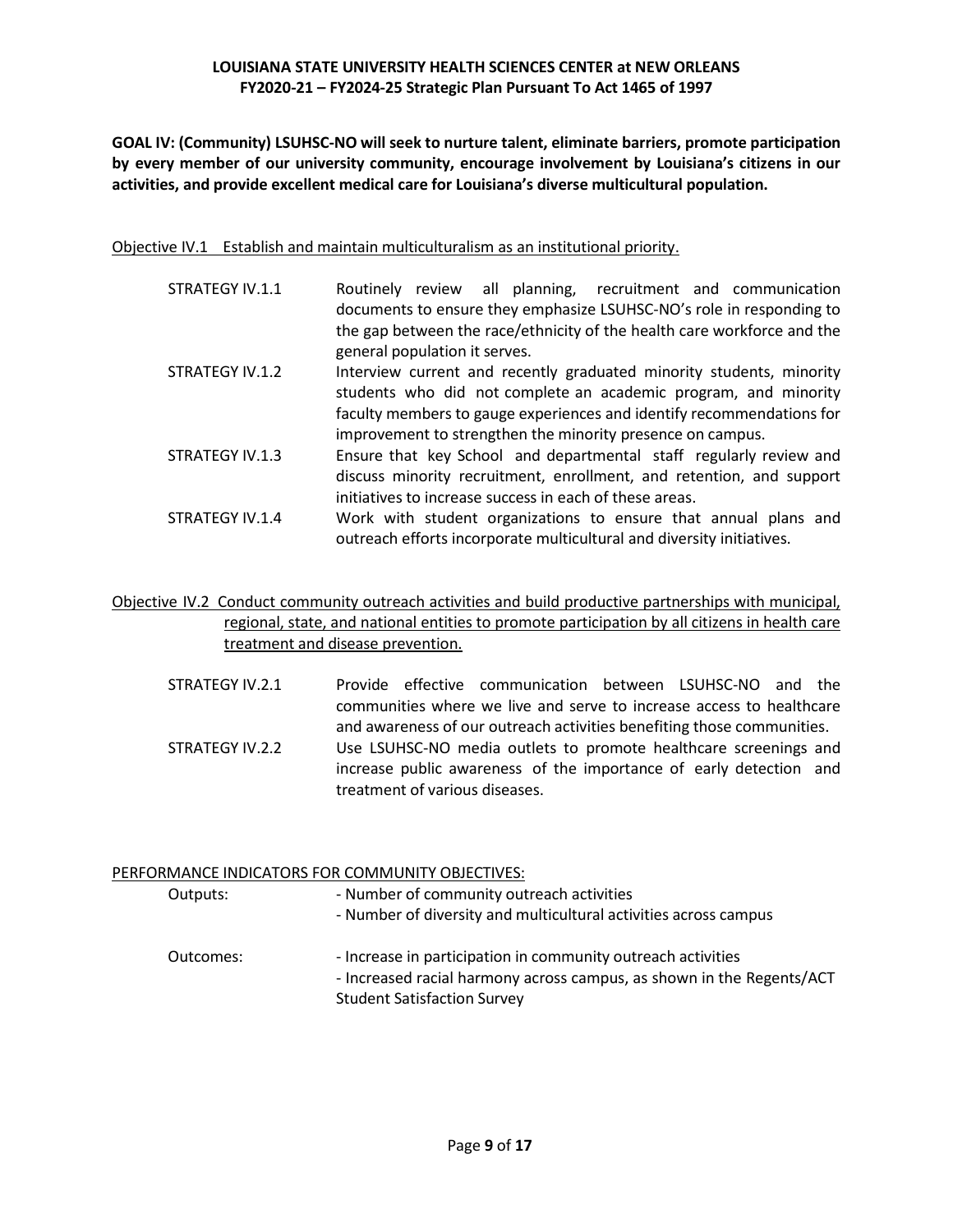**GOAL IV: (Community) LSUHSC-NO will seek to nurture talent, eliminate barriers, promote participation by every member of our university community, encourage involvement by Louisiana's citizens in our activities, and provide excellent medical care for Louisiana's diverse multicultural population.**

Objective IV.1 Establish and maintain multiculturalism as an institutional priority.

| | |
|---|---|
| STRATEGY IV.1.1 | Routinely review all planning, recruitment and communication documents to ensure they emphasize LSUHSC-NO's role in responding to the gap between the race/ethnicity of the health care workforce and the general population it serves. |
| STRATEGY IV.1.2 | Interview current and recently graduated minority students, minority students who did not complete an academic program, and minority faculty members to gauge experiences and identify recommendations for improvement to strengthen the minority presence on campus. |
| STRATEGY IV.1.3 | Ensure that key School and departmental staff regularly review and discuss minority recruitment, enrollment, and retention, and support initiatives to increase success in each of these areas. |
| STRATEGY IV.1.4 | Work with student organizations to ensure that annual plans and outreach efforts incorporate multicultural and diversity initiatives. |

Objective IV.2 Conduct community outreach activities and build productive partnerships with municipal, regional, state, and national entities to promote participation by all citizens in health care treatment and disease prevention.

| | |
|---|---|
| STRATEGY IV.2.1 | Provide effective communication between LSUHSC-NO and the communities where we live and serve to increase access to healthcare and awareness of our outreach activities benefiting those communities. |
| STRATEGY IV.2.2 | Use LSUHSC-NO media outlets to promote healthcare screenings and increase public awareness of the importance of early detection and treatment of various diseases. |

PERFORMANCE INDICATORS FOR COMMUNITY OBJECTIVES:

Outputs:
- Number of community outreach activities
- Number of diversity and multicultural activities across campus

Outcomes:
- Increase in participation in community outreach activities
- Increased racial harmony across campus, as shown in the Regents/ACT Student Satisfaction Survey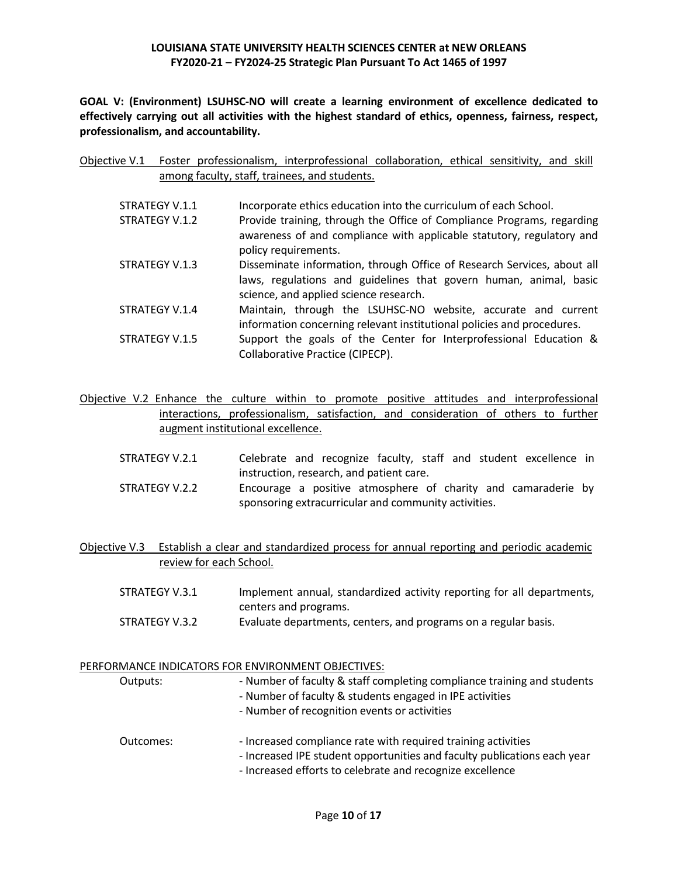**GOAL V: (Environment) LSUHSC-NO will create a learning environment of excellence dedicated to effectively carrying out all activities with the highest standard of ethics, openness, fairness, respect, professionalism, and accountability.**

Objective V.1 Foster professionalism, interprofessional collaboration, ethical sensitivity, and skill among faculty, staff, trainees, and students.

| | |
|---|---|
| STRATEGY V.1.1 | Incorporate ethics education into the curriculum of each School. |
| STRATEGY V.1.2 | Provide training, through the Office of Compliance Programs, regarding awareness of and compliance with applicable statutory, regulatory and policy requirements. |
| STRATEGY V.1.3 | Disseminate information, through Office of Research Services, about all laws, regulations and guidelines that govern human, animal, basic science, and applied science research. |
| STRATEGY V.1.4 | Maintain, through the LSUHSC-NO website, accurate and current information concerning relevant institutional policies and procedures. |
| STRATEGY V.1.5 | Support the goals of the Center for Interprofessional Education & Collaborative Practice (CIPECP). |

Objective V.2 Enhance the culture within to promote positive attitudes and interprofessional interactions, professionalism, satisfaction, and consideration of others to further augment institutional excellence.

| | |
|---|---|
| STRATEGY V.2.1 | Celebrate and recognize faculty, staff and student excellence in instruction, research, and patient care. |
| STRATEGY V.2.2 | Encourage a positive atmosphere of charity and camaraderie by sponsoring extracurricular and community activities. |

Objective V.3 Establish a clear and standardized process for annual reporting and periodic academic review for each School.

| | |
|---|---|
| STRATEGY V.3.1 | Implement annual, standardized activity reporting for all departments, centers and programs. |
| STRATEGY V.3.2 | Evaluate departments, centers, and programs on a regular basis. |

PERFORMANCE INDICATORS FOR ENVIRONMENT OBJECTIVES:

Outputs:
- Number of faculty & staff completing compliance training and students
- Number of faculty & students engaged in IPE activities
- Number of recognition events or activities

Outcomes:
- Increased compliance rate with required training activities
- Increased IPE student opportunities and faculty publications each year
- Increased efforts to celebrate and recognize excellence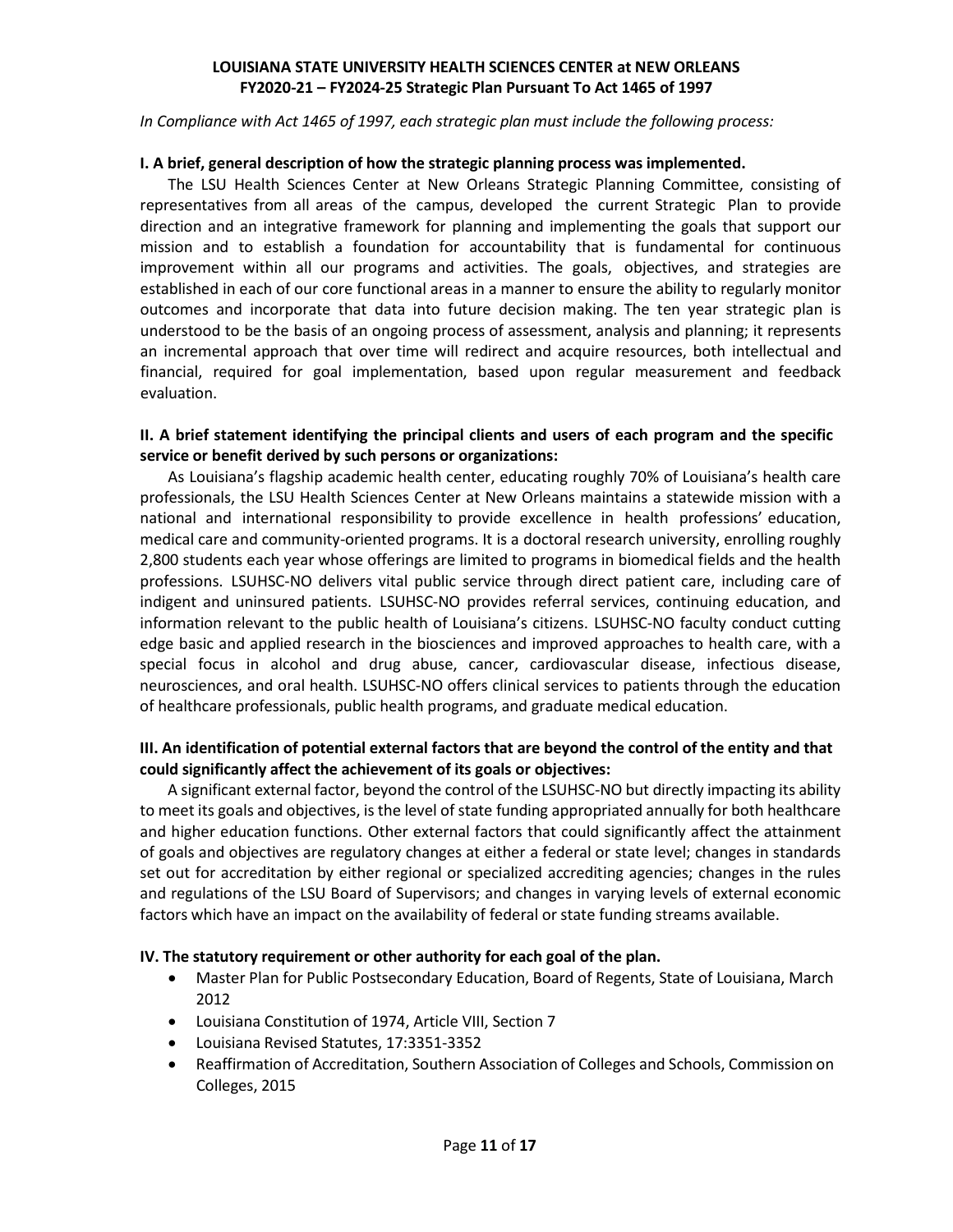**LOUISIANA STATE UNIVERSITY HEALTH SCIENCES CENTER at NEW ORLEANS**
**FY2020-21 – FY2024-25 Strategic Plan Pursuant To Act 1465 of 1997**

*In Compliance with Act 1465 of 1997, each strategic plan must include the following process:*

**I. A brief, general description of how the strategic planning process was implemented.**

The LSU Health Sciences Center at New Orleans Strategic Planning Committee, consisting of representatives from all areas of the campus, developed the current Strategic Plan to provide direction and an integrative framework for planning and implementing the goals that support our mission and to establish a foundation for accountability that is fundamental for continuous improvement within all our programs and activities. The goals, objectives, and strategies are established in each of our core functional areas in a manner to ensure the ability to regularly monitor outcomes and incorporate that data into future decision making. The ten year strategic plan is understood to be the basis of an ongoing process of assessment, analysis and planning; it represents an incremental approach that over time will redirect and acquire resources, both intellectual and financial, required for goal implementation, based upon regular measurement and feedback evaluation.

**II. A brief statement identifying the principal clients and users of each program and the specific service or benefit derived by such persons or organizations:**

As Louisiana's flagship academic health center, educating roughly 70% of Louisiana's health care professionals, the LSU Health Sciences Center at New Orleans maintains a statewide mission with a national and international responsibility to provide excellence in health professions' education, medical care and community-oriented programs. It is a doctoral research university, enrolling roughly 2,800 students each year whose offerings are limited to programs in biomedical fields and the health professions. LSUHSC-NO delivers vital public service through direct patient care, including care of indigent and uninsured patients. LSUHSC-NO provides referral services, continuing education, and information relevant to the public health of Louisiana's citizens. LSUHSC-NO faculty conduct cutting edge basic and applied research in the biosciences and improved approaches to health care, with a special focus in alcohol and drug abuse, cancer, cardiovascular disease, infectious disease, neurosciences, and oral health. LSUHSC-NO offers clinical services to patients through the education of healthcare professionals, public health programs, and graduate medical education.

**III. An identification of potential external factors that are beyond the control of the entity and that could significantly affect the achievement of its goals or objectives:**

A significant external factor, beyond the control of the LSUHSC-NO but directly impacting its ability to meet its goals and objectives, is the level of state funding appropriated annually for both healthcare and higher education functions. Other external factors that could significantly affect the attainment of goals and objectives are regulatory changes at either a federal or state level; changes in standards set out for accreditation by either regional or specialized accrediting agencies; changes in the rules and regulations of the LSU Board of Supervisors; and changes in varying levels of external economic factors which have an impact on the availability of federal or state funding streams available.

**IV. The statutory requirement or other authority for each goal of the plan.**

- Master Plan for Public Postsecondary Education, Board of Regents, State of Louisiana, March 2012
- Louisiana Constitution of 1974, Article VIII, Section 7
- Louisiana Revised Statutes, 17:3351-3352
- Reaffirmation of Accreditation, Southern Association of Colleges and Schools, Commission on Colleges, 2015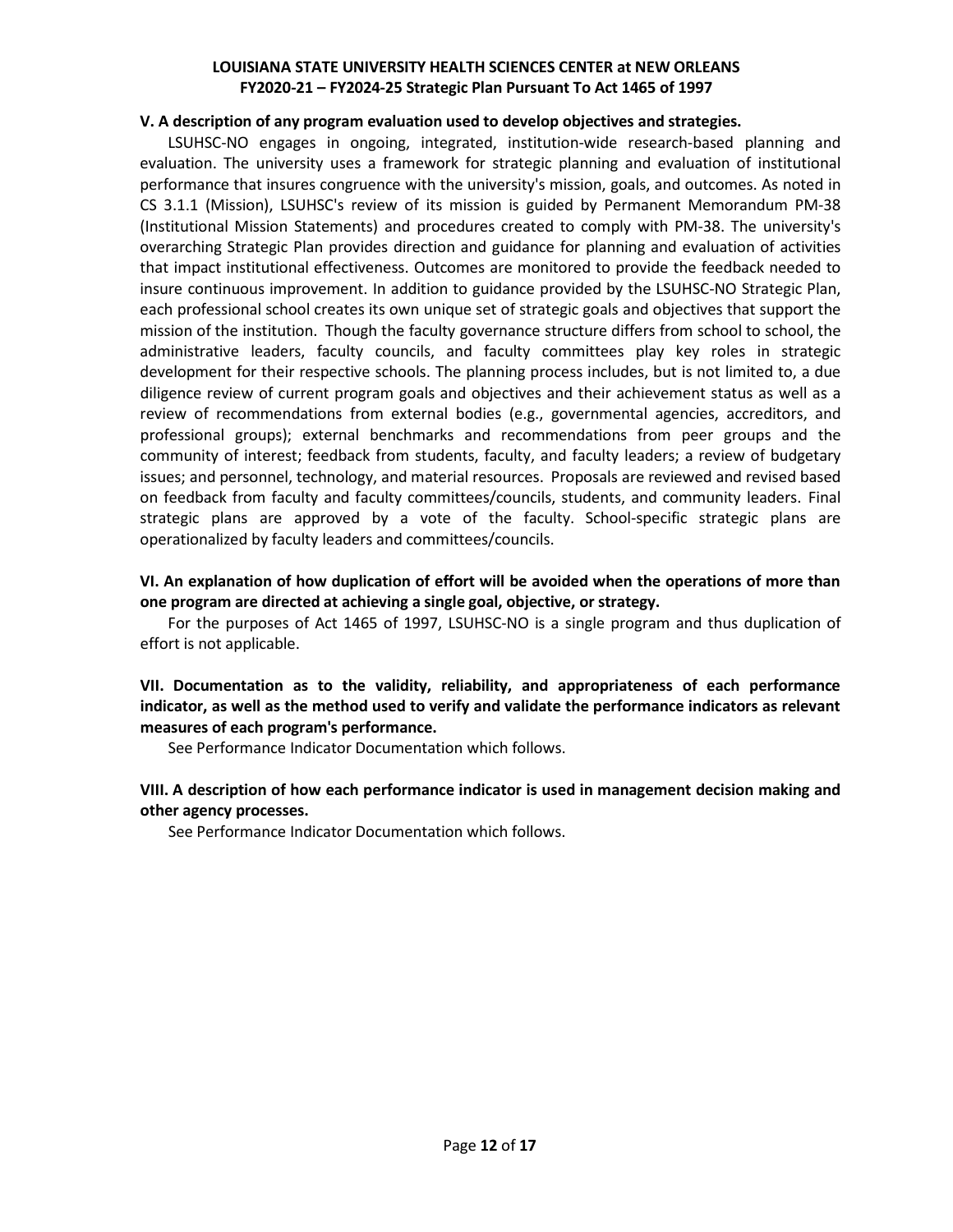**V. A description of any program evaluation used to develop objectives and strategies.**

LSUHSC-NO engages in ongoing, integrated, institution-wide research-based planning and evaluation. The university uses a framework for strategic planning and evaluation of institutional performance that insures congruence with the university's mission, goals, and outcomes. As noted in CS 3.1.1 (Mission), LSUHSC's review of its mission is guided by Permanent Memorandum PM-38 (Institutional Mission Statements) and procedures created to comply with PM-38. The university's overarching Strategic Plan provides direction and guidance for planning and evaluation of activities that impact institutional effectiveness. Outcomes are monitored to provide the feedback needed to insure continuous improvement. In addition to guidance provided by the LSUHSC-NO Strategic Plan, each professional school creates its own unique set of strategic goals and objectives that support the mission of the institution. Though the faculty governance structure differs from school to school, the administrative leaders, faculty councils, and faculty committees play key roles in strategic development for their respective schools. The planning process includes, but is not limited to, a due diligence review of current program goals and objectives and their achievement status as well as a review of recommendations from external bodies (e.g., governmental agencies, accreditors, and professional groups); external benchmarks and recommendations from peer groups and the community of interest; feedback from students, faculty, and faculty leaders; a review of budgetary issues; and personnel, technology, and material resources. Proposals are reviewed and revised based on feedback from faculty and faculty committees/councils, students, and community leaders. Final strategic plans are approved by a vote of the faculty. School-specific strategic plans are operationalized by faculty leaders and committees/councils.

**VI. An explanation of how duplication of effort will be avoided when the operations of more than one program are directed at achieving a single goal, objective, or strategy.**

For the purposes of Act 1465 of 1997, LSUHSC-NO is a single program and thus duplication of effort is not applicable.

**VII. Documentation as to the validity, reliability, and appropriateness of each performance indicator, as well as the method used to verify and validate the performance indicators as relevant measures of each program's performance.**

See Performance Indicator Documentation which follows.

**VIII. A description of how each performance indicator is used in management decision making and other agency processes.**

See Performance Indicator Documentation which follows.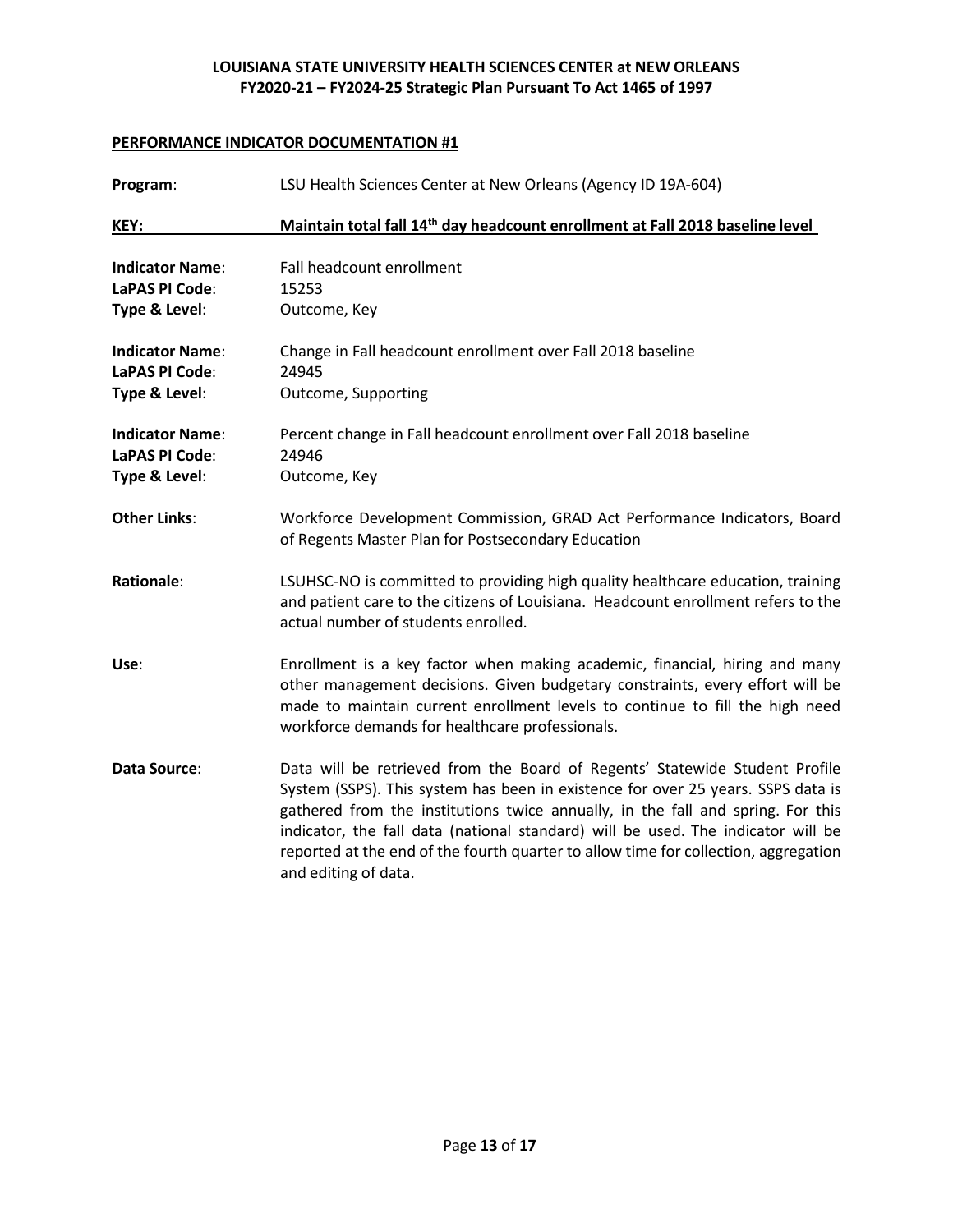**LOUISIANA STATE UNIVERSITY HEALTH SCIENCES CENTER at NEW ORLEANS**
**FY2020-21 – FY2024-25 Strategic Plan Pursuant To Act 1465 of 1997**

## PERFORMANCE INDICATOR DOCUMENTATION #1

**Program**: LSU Health Sciences Center at New Orleans (Agency ID 19A-604)

**KEY: Maintain total fall 14th day headcount enrollment at Fall 2018 baseline level**

**Indicator Name**: Fall headcount enrollment
**LaPAS PI Code**: 15253
**Type & Level**: Outcome, Key

**Indicator Name**: Change in Fall headcount enrollment over Fall 2018 baseline
**LaPAS PI Code**: 24945
**Type & Level**: Outcome, Supporting

**Indicator Name**: Percent change in Fall headcount enrollment over Fall 2018 baseline
**LaPAS PI Code**: 24946
**Type & Level**: Outcome, Key

**Other Links**: Workforce Development Commission, GRAD Act Performance Indicators, Board of Regents Master Plan for Postsecondary Education

**Rationale**: LSUHSC-NO is committed to providing high quality healthcare education, training and patient care to the citizens of Louisiana. Headcount enrollment refers to the actual number of students enrolled.

**Use**: Enrollment is a key factor when making academic, financial, hiring and many other management decisions. Given budgetary constraints, every effort will be made to maintain current enrollment levels to continue to fill the high need workforce demands for healthcare professionals.

**Data Source**: Data will be retrieved from the Board of Regents' Statewide Student Profile System (SSPS). This system has been in existence for over 25 years. SSPS data is gathered from the institutions twice annually, in the fall and spring. For this indicator, the fall data (national standard) will be used. The indicator will be reported at the end of the fourth quarter to allow time for collection, aggregation and editing of data.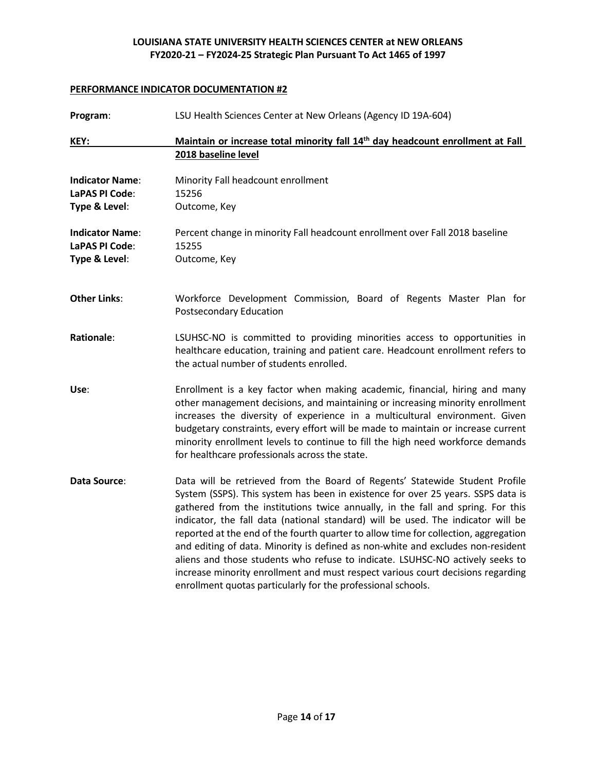## PERFORMANCE INDICATOR DOCUMENTATION #2

**Program**: LSU Health Sciences Center at New Orleans (Agency ID 19A-604)

**KEY:** **Maintain or increase total minority fall 14th day headcount enrollment at Fall 2018 baseline level**

**Indicator Name**: Minority Fall headcount enrollment
**LaPAS PI Code**: 15256
**Type & Level**: Outcome, Key

**Indicator Name**: Percent change in minority Fall headcount enrollment over Fall 2018 baseline
**LaPAS PI Code**: 15255
**Type & Level**: Outcome, Key

**Other Links**: Workforce Development Commission, Board of Regents Master Plan for Postsecondary Education

**Rationale**: LSUHSC-NO is committed to providing minorities access to opportunities in healthcare education, training and patient care. Headcount enrollment refers to the actual number of students enrolled.

**Use**: Enrollment is a key factor when making academic, financial, hiring and many other management decisions, and maintaining or increasing minority enrollment increases the diversity of experience in a multicultural environment. Given budgetary constraints, every effort will be made to maintain or increase current minority enrollment levels to continue to fill the high need workforce demands for healthcare professionals across the state.

**Data Source**: Data will be retrieved from the Board of Regents' Statewide Student Profile System (SSPS). This system has been in existence for over 25 years. SSPS data is gathered from the institutions twice annually, in the fall and spring. For this indicator, the fall data (national standard) will be used. The indicator will be reported at the end of the fourth quarter to allow time for collection, aggregation and editing of data. Minority is defined as non-white and excludes non-resident aliens and those students who refuse to indicate. LSUHSC-NO actively seeks to increase minority enrollment and must respect various court decisions regarding enrollment quotas particularly for the professional schools.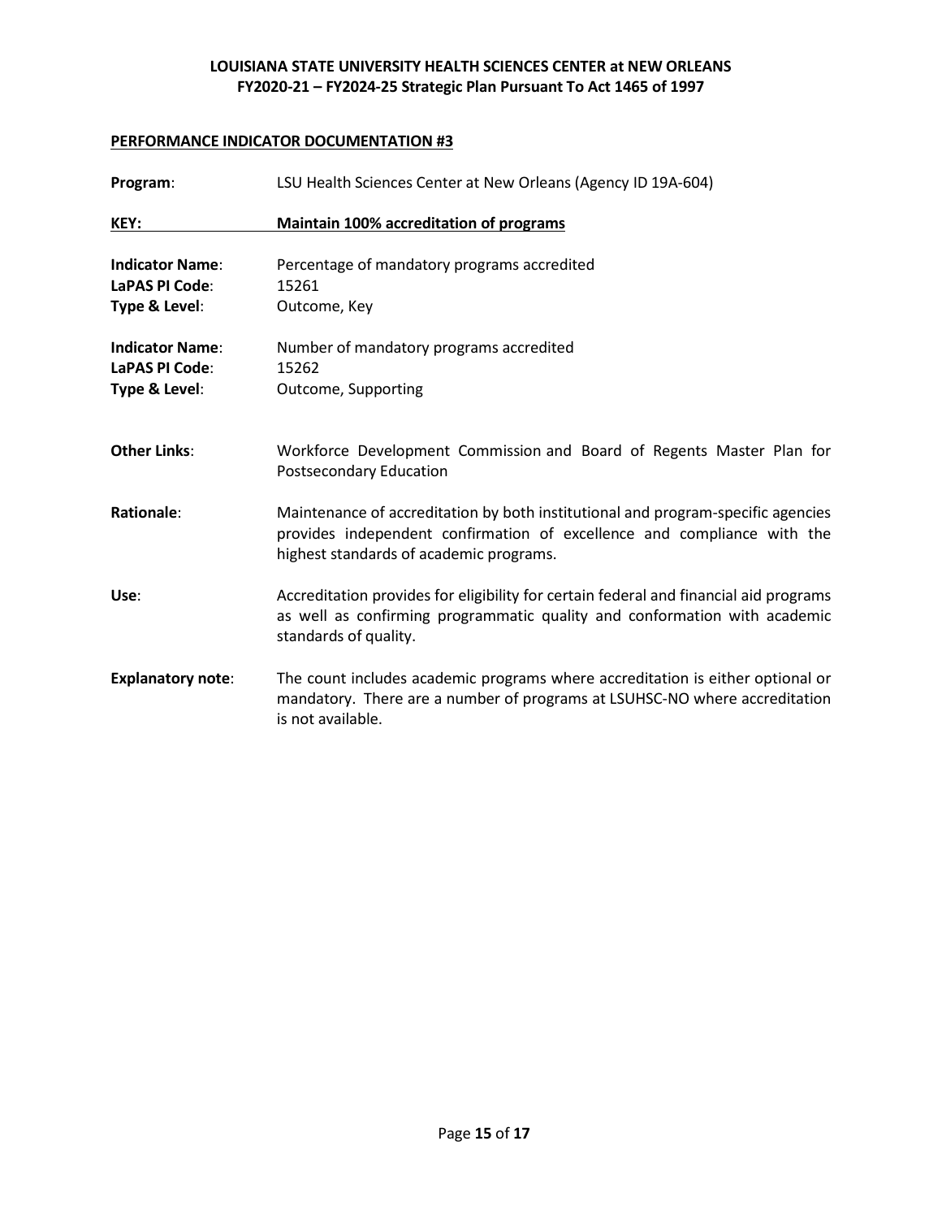**PERFORMANCE INDICATOR DOCUMENTATION #3**

**Program**: LSU Health Sciences Center at New Orleans (Agency ID 19A-604)

**KEY: Maintain 100% accreditation of programs**

**Indicator Name**: Percentage of mandatory programs accredited
**LaPAS PI Code**: 15261
**Type & Level**: Outcome, Key

**Indicator Name**: Number of mandatory programs accredited
**LaPAS PI Code**: 15262
**Type & Level**: Outcome, Supporting

**Other Links**: Workforce Development Commission and Board of Regents Master Plan for Postsecondary Education

**Rationale**: Maintenance of accreditation by both institutional and program-specific agencies provides independent confirmation of excellence and compliance with the highest standards of academic programs.

**Use**: Accreditation provides for eligibility for certain federal and financial aid programs as well as confirming programmatic quality and conformation with academic standards of quality.

**Explanatory note**: The count includes academic programs where accreditation is either optional or mandatory. There are a number of programs at LSUHSC-NO where accreditation is not available.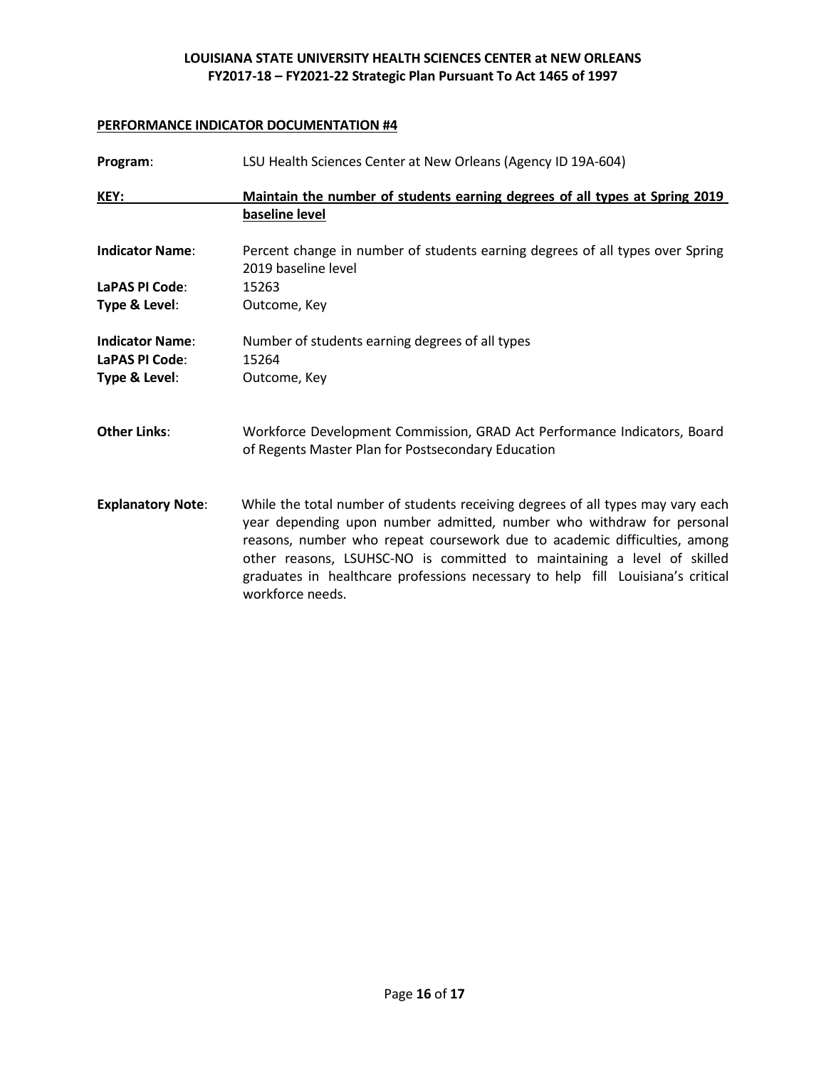**PERFORMANCE INDICATOR DOCUMENTATION #4**

**Program**: LSU Health Sciences Center at New Orleans (Agency ID 19A-604)

**KEY:** **Maintain the number of students earning degrees of all types at Spring 2019 baseline level**

**Indicator Name**: Percent change in number of students earning degrees of all types over Spring 2019 baseline level

**LaPAS PI Code**: 15263

**Type & Level**: Outcome, Key

**Indicator Name**: Number of students earning degrees of all types

**LaPAS PI Code**: 15264

**Type & Level**: Outcome, Key

**Other Links**: Workforce Development Commission, GRAD Act Performance Indicators, Board of Regents Master Plan for Postsecondary Education

**Explanatory Note**: While the total number of students receiving degrees of all types may vary each year depending upon number admitted, number who withdraw for personal reasons, number who repeat coursework due to academic difficulties, among other reasons, LSUHSC-NO is committed to maintaining a level of skilled graduates in healthcare professions necessary to help fill Louisiana's critical workforce needs.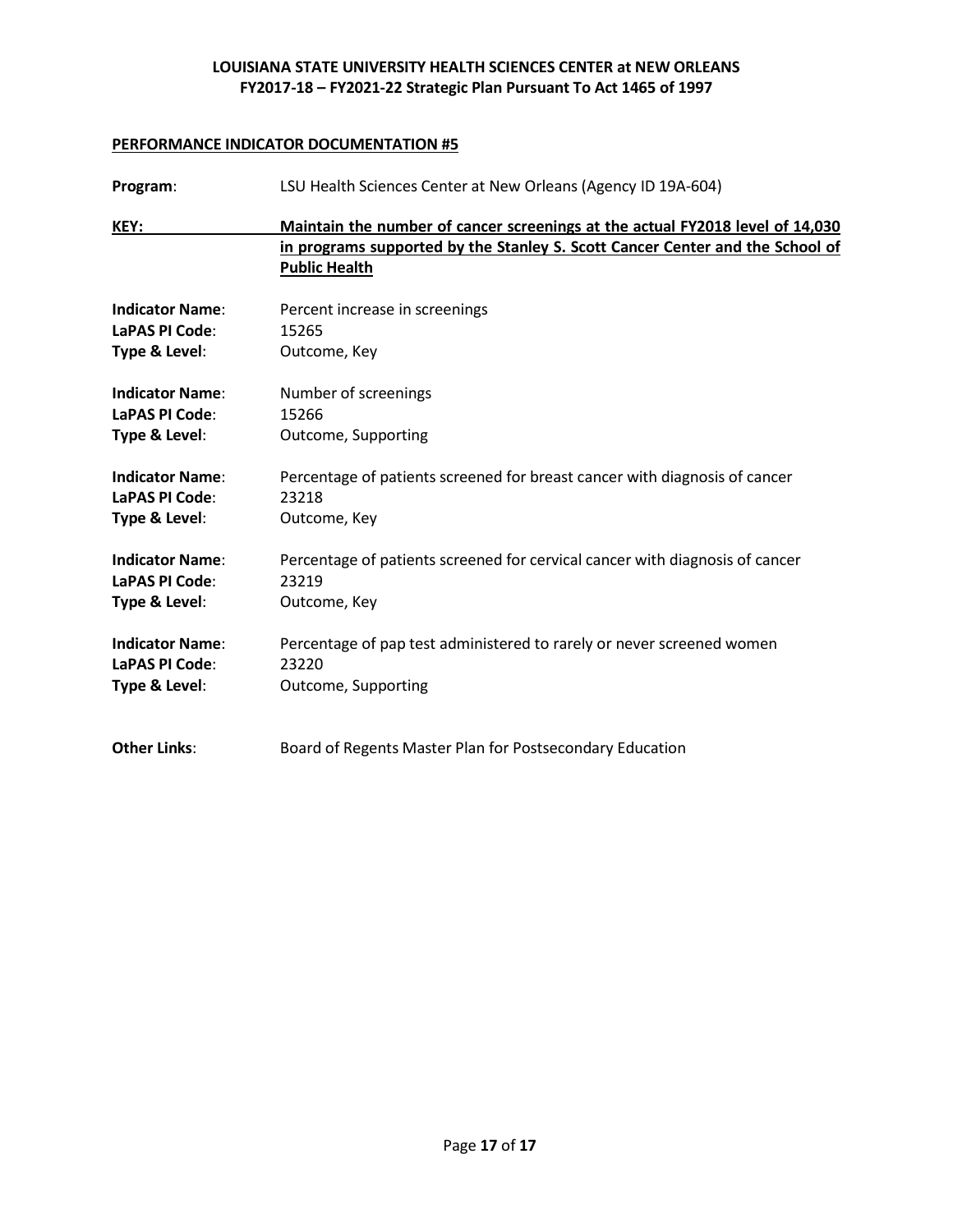**LOUISIANA STATE UNIVERSITY HEALTH SCIENCES CENTER at NEW ORLEANS**
**FY2017-18 – FY2021-22 Strategic Plan Pursuant To Act 1465 of 1997**

## PERFORMANCE INDICATOR DOCUMENTATION #5

**Program**: LSU Health Sciences Center at New Orleans (Agency ID 19A-604)

**KEY:** **Maintain the number of cancer screenings at the actual FY2018 level of 14,030 in programs supported by the Stanley S. Scott Cancer Center and the School of Public Health**

**Indicator Name**: Percent increase in screenings
**LaPAS PI Code**: 15265
**Type & Level**: Outcome, Key

**Indicator Name**: Number of screenings
**LaPAS PI Code**: 15266
**Type & Level**: Outcome, Supporting

**Indicator Name**: Percentage of patients screened for breast cancer with diagnosis of cancer
**LaPAS PI Code**: 23218
**Type & Level**: Outcome, Key

**Indicator Name**: Percentage of patients screened for cervical cancer with diagnosis of cancer
**LaPAS PI Code**: 23219
**Type & Level**: Outcome, Key

**Indicator Name**: Percentage of pap test administered to rarely or never screened women
**LaPAS PI Code**: 23220
**Type & Level**: Outcome, Supporting

**Other Links**: Board of Regents Master Plan for Postsecondary Education